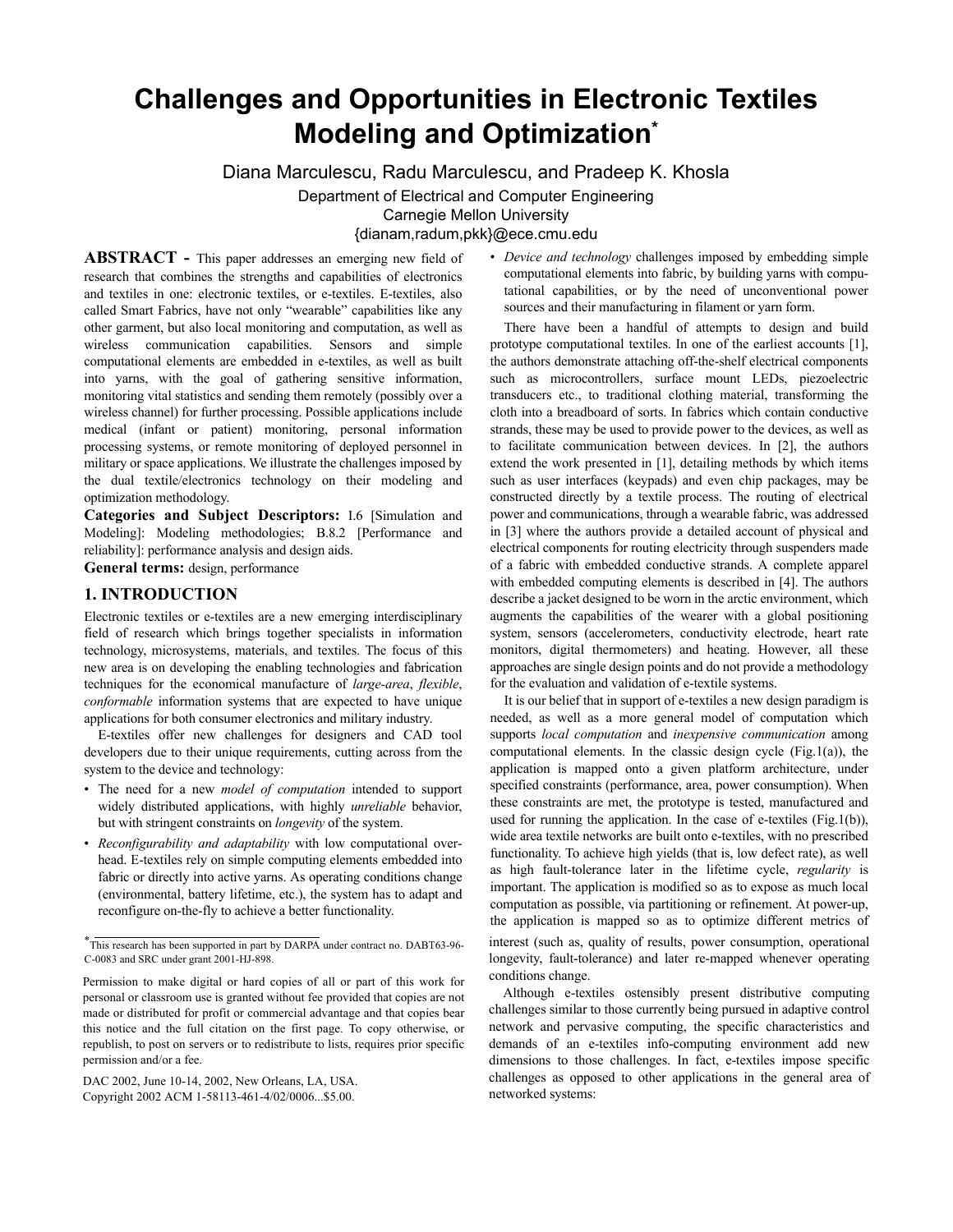# Challenges and Opportunities in Electronic Textiles Modeling and Optimization*

Diana Marculescu, Radu Marculescu, and Pradeep K. Khosla

Department of Electrical and Computer Engineering
Carnegie Mellon University
{dianam,radum,pkk}@ece.cmu.edu

**ABSTRACT -** This paper addresses an emerging new field of research that combines the strengths and capabilities of electronics and textiles in one: electronic textiles, or e-textiles. E-textiles, also called Smart Fabrics, have not only "wearable" capabilities like any other garment, but also local monitoring and computation, as well as wireless communication capabilities. Sensors and simple computational elements are embedded in e-textiles, as well as built into yarns, with the goal of gathering sensitive information, monitoring vital statistics and sending them remotely (possibly over a wireless channel) for further processing. Possible applications include medical (infant or patient) monitoring, personal information processing systems, or remote monitoring of deployed personnel in military or space applications. We illustrate the challenges imposed by the dual textile/electronics technology on their modeling and optimization methodology.

**Categories and Subject Descriptors:** I.6 [Simulation and Modeling]: Modeling methodologies; B.8.2 [Performance and reliability]: performance analysis and design aids.

**General terms:** design, performance

## 1. INTRODUCTION

Electronic textiles or e-textiles are a new emerging interdisciplinary field of research which brings together specialists in information technology, microsystems, materials, and textiles. The focus of this new area is on developing the enabling technologies and fabrication techniques for the economical manufacture of *large-area*, *flexible*, *conformable* information systems that are expected to have unique applications for both consumer electronics and military industry.

E-textiles offer new challenges for designers and CAD tool developers due to their unique requirements, cutting across from the system to the device and technology:

- The need for a new *model of computation* intended to support widely distributed applications, with highly *unreliable* behavior, but with stringent constraints on *longevity* of the system.
- *Reconfigurability and adaptability* with low computational overhead. E-textiles rely on simple computing elements embedded into fabric or directly into active yarns. As operating conditions change (environmental, battery lifetime, etc.), the system has to adapt and reconfigure on-the-fly to achieve a better functionality.
- *Device and technology* challenges imposed by embedding simple computational elements into fabric, by building yarns with computational capabilities, or by the need of unconventional power sources and their manufacturing in filament or yarn form.

There have been a handful of attempts to design and build prototype computational textiles. In one of the earliest accounts [1], the authors demonstrate attaching off-the-shelf electrical components such as microcontrollers, surface mount LEDs, piezoelectric transducers etc., to traditional clothing material, transforming the cloth into a breadboard of sorts. In fabrics which contain conductive strands, these may be used to provide power to the devices, as well as to facilitate communication between devices. In [2], the authors extend the work presented in [1], detailing methods by which items such as user interfaces (keypads) and even chip packages, may be constructed directly by a textile process. The routing of electrical power and communications, through a wearable fabric, was addressed in [3] where the authors provide a detailed account of physical and electrical components for routing electricity through suspenders made of a fabric with embedded conductive strands. A complete apparel with embedded computing elements is described in [4]. The authors describe a jacket designed to be worn in the arctic environment, which augments the capabilities of the wearer with a global positioning system, sensors (accelerometers, conductivity electrode, heart rate monitors, digital thermometers) and heating. However, all these approaches are single design points and do not provide a methodology for the evaluation and validation of e-textile systems.

It is our belief that in support of e-textiles a new design paradigm is needed, as well as a more general model of computation which supports *local computation* and *inexpensive communication* among computational elements. In the classic design cycle (Fig.1(a)), the application is mapped onto a given platform architecture, under specified constraints (performance, area, power consumption). When these constraints are met, the prototype is tested, manufactured and used for running the application. In the case of e-textiles (Fig.1(b)), wide area textile networks are built onto e-textiles, with no prescribed functionality. To achieve high yields (that is, low defect rate), as well as high fault-tolerance later in the lifetime cycle, *regularity* is important. The application is modified so as to expose as much local computation as possible, via partitioning or refinement. At power-up, the application is mapped so as to optimize different metrics of interest (such as, quality of results, power consumption, operational longevity, fault-tolerance) and later re-mapped whenever operating conditions change.

Although e-textiles ostensibly present distributive computing challenges similar to those currently being pursued in adaptive control network and pervasive computing, the specific characteristics and demands of an e-textiles info-computing environment add new dimensions to those challenges. In fact, e-textiles impose specific challenges as opposed to other applications in the general area of networked systems:

---

*This research has been supported in part by DARPA under contract no. DABT63-96-C-0083 and SRC under grant 2001-HJ-898.

Permission to make digital or hard copies of all or part of this work for personal or classroom use is granted without fee provided that copies are not made or distributed for profit or commercial advantage and that copies bear this notice and the full citation on the first page. To copy otherwise, or republish, to post on servers or to redistribute to lists, requires prior specific permission and/or a fee.

DAC 2002, June 10-14, 2002, New Orleans, LA, USA.
Copyright 2002 ACM 1-58113-461-4/02/0006...$5.00.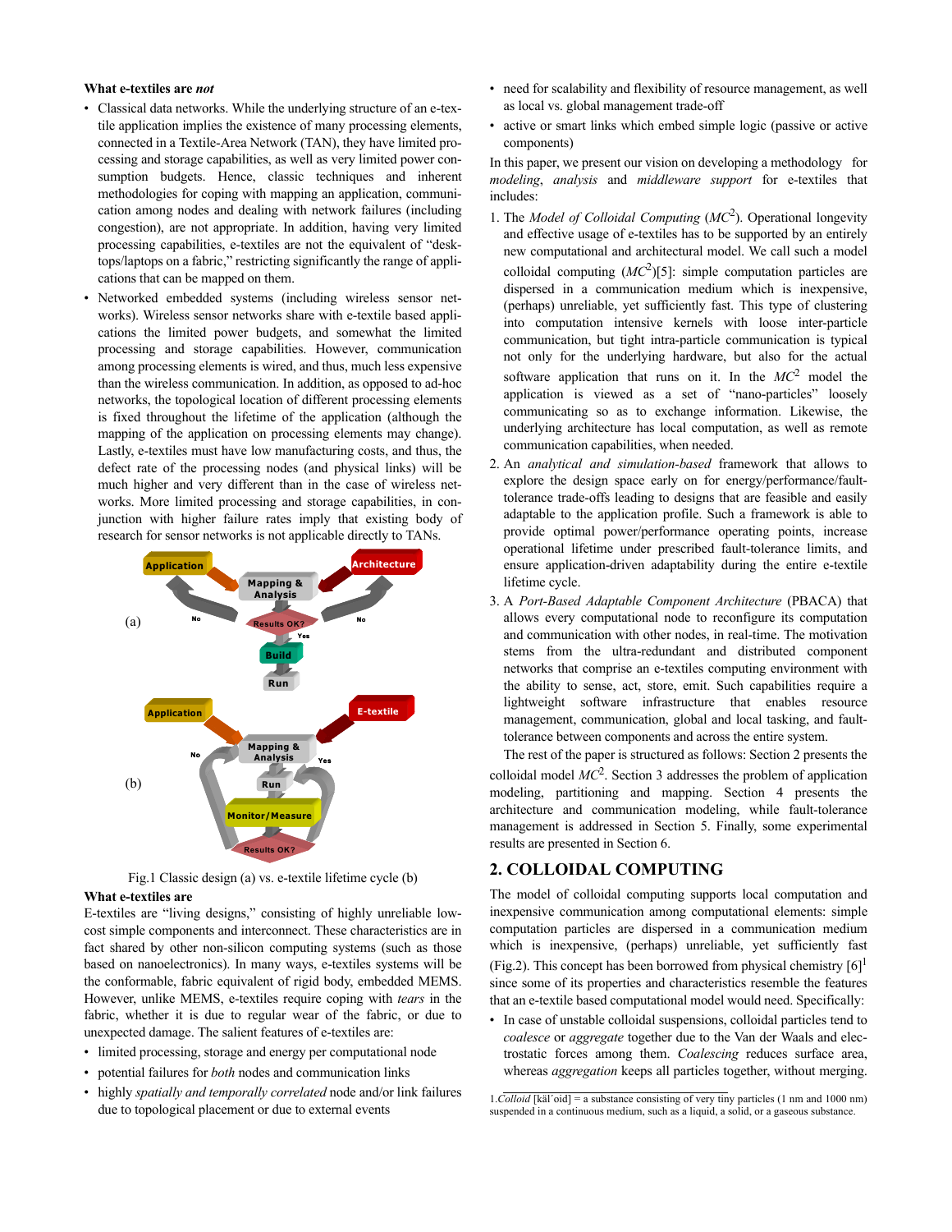**What e-textiles are *not***

- Classical data networks. While the underlying structure of an e-textile application implies the existence of many processing elements, connected in a Textile-Area Network (TAN), they have limited processing and storage capabilities, as well as very limited power consumption budgets. Hence, classic techniques and inherent methodologies for coping with mapping an application, communication among nodes and dealing with network failures (including congestion), are not appropriate. In addition, having very limited processing capabilities, e-textiles are not the equivalent of "desktops/laptops on a fabric," restricting significantly the range of applications that can be mapped on them.
- Networked embedded systems (including wireless sensor networks). Wireless sensor networks share with e-textile based applications the limited power budgets, and somewhat the limited processing and storage capabilities. However, communication among processing elements is wired, and thus, much less expensive than the wireless communication. In addition, as opposed to ad-hoc networks, the topological location of different processing elements is fixed throughout the lifetime of the application (although the mapping of the application on processing elements may change). Lastly, e-textiles must have low manufacturing costs, and thus, the defect rate of the processing nodes (and physical links) will be much higher and very different than in the case of wireless networks. More limited processing and storage capabilities, in conjunction with higher failure rates imply that existing body of research for sensor networks is not applicable directly to TANs.

Fig.1 Classic design (a) vs. e-textile lifetime cycle (b)

**What e-textiles are**

E-textiles are "living designs," consisting of highly unreliable low-cost simple components and interconnect. These characteristics are in fact shared by other non-silicon computing systems (such as those based on nanoelectronics). In many ways, e-textiles systems will be the conformable, fabric equivalent of rigid body, embedded MEMS. However, unlike MEMS, e-textiles require coping with *tears* in the fabric, whether it is due to regular wear of the fabric, or due to unexpected damage. The salient features of e-textiles are:

- limited processing, storage and energy per computational node
- potential failures for *both* nodes and communication links
- highly *spatially and temporally correlated* node and/or link failures due to topological placement or due to external events
- need for scalability and flexibility of resource management, as well as local vs. global management trade-off
- active or smart links which embed simple logic (passive or active components)

In this paper, we present our vision on developing a methodology for *modeling*, *analysis* and *middleware support* for e-textiles that includes:

1. The *Model of Colloidal Computing* ($MC^2$). Operational longevity and effective usage of e-textiles has to be supported by an entirely new computational and architectural model. We call such a model colloidal computing ($MC^2$)[5]: simple computation particles are dispersed in a communication medium which is inexpensive, (perhaps) unreliable, yet sufficiently fast. This type of clustering into computation intensive kernels with loose inter-particle communication, but tight intra-particle communication is typical not only for the underlying hardware, but also for the actual software application that runs on it. In the $MC^2$ model the application is viewed as a set of "nano-particles" loosely communicating so as to exchange information. Likewise, the underlying architecture has local computation, as well as remote communication capabilities, when needed.
2. An *analytical and simulation-based* framework that allows to explore the design space early on for energy/performance/fault-tolerance trade-offs leading to designs that are feasible and easily adaptable to the application profile. Such a framework is able to provide optimal power/performance operating points, increase operational lifetime under prescribed fault-tolerance limits, and ensure application-driven adaptability during the entire e-textile lifetime cycle.
3. A *Port-Based Adaptable Component Architecture* (PBACA) that allows every computational node to reconfigure its computation and communication with other nodes, in real-time. The motivation stems from the ultra-redundant and distributed component networks that comprise an e-textiles computing environment with the ability to sense, act, store, emit. Such capabilities require a lightweight software infrastructure that enables resource management, communication, global and local tasking, and fault-tolerance between components and across the entire system.

The rest of the paper is structured as follows: Section 2 presents the colloidal model $MC^2$. Section 3 addresses the problem of application modeling, partitioning and mapping. Section 4 presents the architecture and communication modeling, while fault-tolerance management is addressed in Section 5. Finally, some experimental results are presented in Section 6.

## 2. COLLOIDAL COMPUTING

The model of colloidal computing supports local computation and inexpensive communication among computational elements: simple computation particles are dispersed in a communication medium which is inexpensive, (perhaps) unreliable, yet sufficiently fast (Fig.2). This concept has been borrowed from physical chemistry [6][1] since some of its properties and characteristics resemble the features that an e-textile based computational model would need. Specifically:

- In case of unstable colloidal suspensions, colloidal particles tend to *coalesce* or *aggregate* together due to the Van der Waals and electrostatic forces among them. *Coalescing* reduces surface area, whereas *aggregation* keeps all particles together, without merging.

1.*Colloid* [käl´oid] = a substance consisting of very tiny particles (1 nm and 1000 nm) suspended in a continuous medium, such as a liquid, a solid, or a gaseous substance.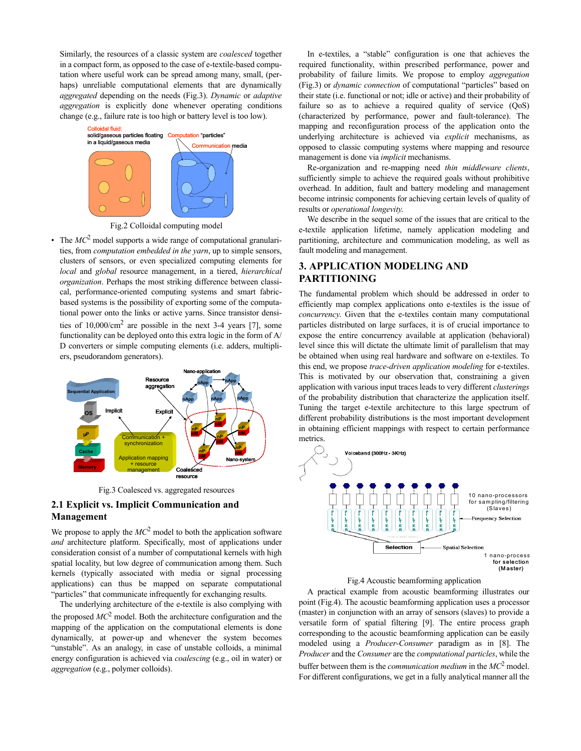Similarly, the resources of a classic system are *coalesced* together in a compact form, as opposed to the case of e-textile-based computation where useful work can be spread among many, small, (perhaps) unreliable computational elements that are dynamically *aggregated* depending on the needs (Fig.3). *Dynamic* or *adaptive aggregation* is explicitly done whenever operating conditions change (e.g., failure rate is too high or battery level is too low).

Colloidal fluid:
solid/gaseous particles floating in a liquid/gaseous media
Computation "particles"
Communication media

Fig.2 Colloidal computing model

- The $MC^2$ model supports a wide range of computational granularities, from *computation embedded in the yarn*, up to simple sensors, clusters of sensors, or even specialized computing elements for *local* and *global* resource management, in a tiered, *hierarchical organization*. Perhaps the most striking difference between classical, performance-oriented computing systems and smart fabric-based systems is the possibility of exporting some of the computational power onto the links or active yarns. Since transistor densities of $10{,}000/\text{cm}^2$ are possible in the next 3-4 years [7], some functionality can be deployed onto this extra logic in the form of A/D converters or simple computing elements (i.e. adders, multipliers, pseudorandom generators).

Sequential Application
OS
Implicit
Explicit
Resource aggregation
Nano-application
nApp
nP
nM
Nano-system
Communication + synchronization
Application mapping + resource management
Coalesced resource
Cache
Memory

Fig.3 Coalesced vs. aggregated resources

## 2.1 Explicit vs. Implicit Communication and Management

We propose to apply the $MC^2$ model to both the application software *and* architecture platform. Specifically, most of applications under consideration consist of a number of computational kernels with high spatial locality, but low degree of communication among them. Such kernels (typically associated with media or signal processing applications) can thus be mapped on separate computational "particles" that communicate infrequently for exchanging results.

The underlying architecture of the e-textile is also complying with the proposed $MC^2$ model. Both the architecture configuration and the mapping of the application on the computational elements is done dynamically, at power-up and whenever the system becomes "unstable". As an analogy, in case of unstable colloids, a minimal energy configuration is achieved via *coalescing* (e.g., oil in water) or *aggregation* (e.g., polymer colloids).

In e-textiles, a "stable" configuration is one that achieves the required functionality, within prescribed performance, power and probability of failure limits. We propose to employ *aggregation* (Fig.3) or *dynamic connection* of computational "particles" based on their state (i.e. functional or not; idle or active) and their probability of failure so as to achieve a required quality of service (QoS) (characterized by performance, power and fault-tolerance). The mapping and reconfiguration process of the application onto the underlying architecture is achieved via *explicit* mechanisms, as opposed to classic computing systems where mapping and resource management is done via *implicit* mechanisms.

Re-organization and re-mapping need *thin middleware clients*, sufficiently simple to achieve the required goals without prohibitive overhead. In addition, fault and battery modeling and management become intrinsic components for achieving certain levels of quality of results or *operational longevity.*

We describe in the sequel some of the issues that are critical to the e-textile application lifetime, namely application modeling and partitioning, architecture and communication modeling, as well as fault modeling and management.

## 3. APPLICATION MODELING AND PARTITIONING

The fundamental problem which should be addressed in order to efficiently map complex applications onto e-textiles is the issue of *concurrency.* Given that the e-textiles contain many computational particles distributed on large surfaces, it is of crucial importance to expose the entire concurrency available at application (behavioral) level since this will dictate the ultimate limit of parallelism that may be obtained when using real hardware and software on e-textiles. To this end, we propose *trace-driven application modeling* for e-textiles. This is motivated by our observation that, constraining a given application with various input traces leads to very different *clusterings* of the probability distribution that characterize the application itself. Tuning the target e-textile architecture to this large spectrum of different probability distributions is the most important development in obtaining efficient mappings with respect to certain performance metrics.

Voiceband (300Hz - 3KHz)
10 nano-processors for sampling/filtering (Slaves)
Frequency Selection
Selection
Spatial Selection
1 nano-process for selection (Master)

Fig.4 Acoustic beamforming application

A practical example from acoustic beamforming illustrates our point (Fig.4). The acoustic beamforming application uses a processor (master) in conjunction with an array of sensors (slaves) to provide a versatile form of spatial filtering [9]. The entire process graph corresponding to the acoustic beamforming application can be easily modeled using a *Producer-Consumer* paradigm as in [8]. The *Producer* and the *Consumer* are the *computational particles*, while the buffer between them is the *communication medium* in the $MC^2$ model. For different configurations, we get in a fully analytical manner all the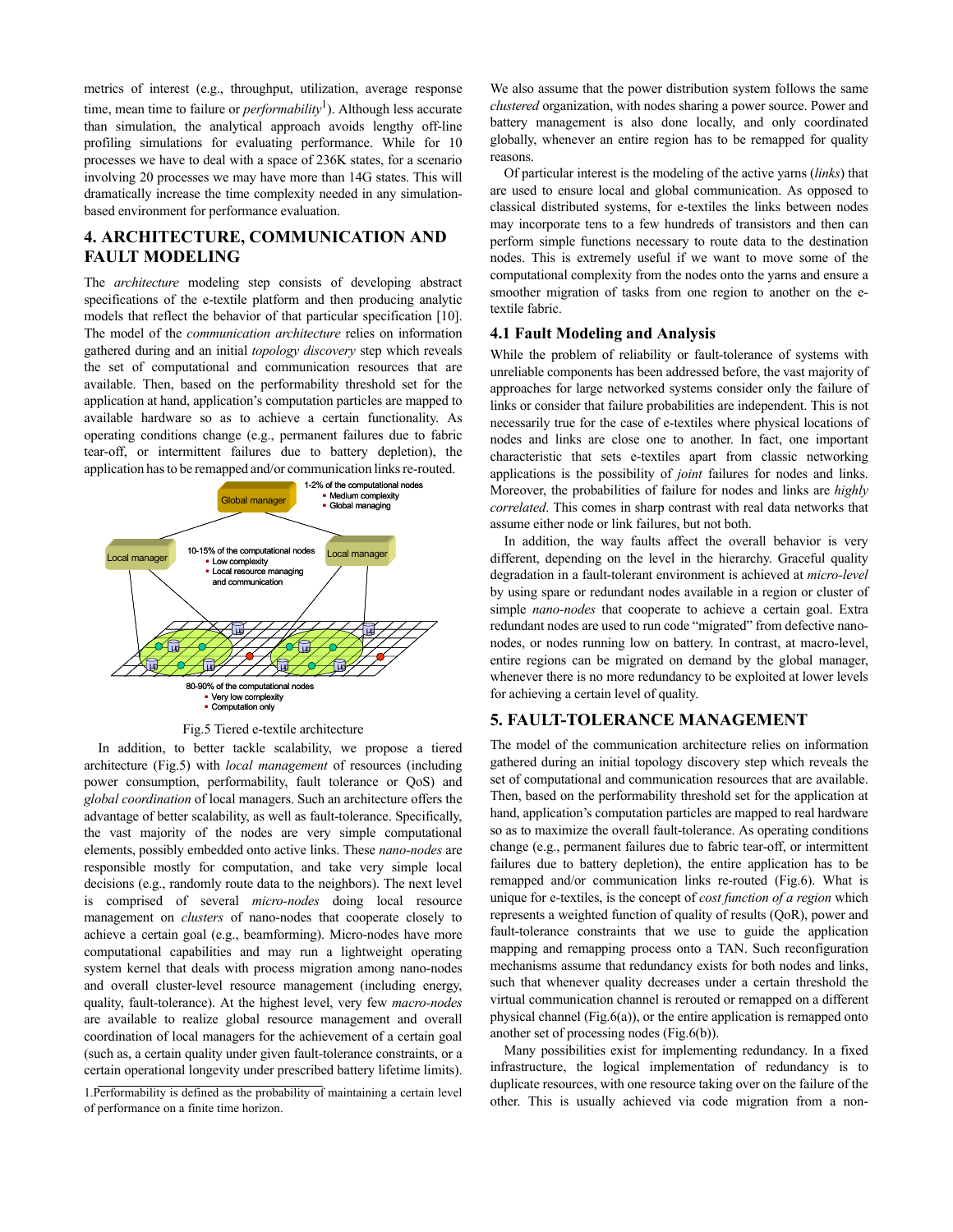metrics of interest (e.g., throughput, utilization, average response time, mean time to failure or *performability*[1]). Although less accurate than simulation, the analytical approach avoids lengthy off-line profiling simulations for evaluating performance. While for 10 processes we have to deal with a space of 236K states, for a scenario involving 20 processes we may have more than 14G states. This will dramatically increase the time complexity needed in any simulation-based environment for performance evaluation.

## 4. ARCHITECTURE, COMMUNICATION AND FAULT MODELING

The *architecture* modeling step consists of developing abstract specifications of the e-textile platform and then producing analytic models that reflect the behavior of that particular specification [10]. The model of the *communication architecture* relies on information gathered during and an initial *topology discovery* step which reveals the set of computational and communication resources that are available. Then, based on the performability threshold set for the application at hand, application's computation particles are mapped to available hardware so as to achieve a certain functionality. As operating conditions change (e.g., permanent failures due to fabric tear-off, or intermittent failures due to battery depletion), the application has to be remapped and/or communication links re-routed.

Global manager

1-2% of the computational nodes
- Medium complexity
- Global managing

Local manager

10-15% of the computational nodes
- Low complexity
- Local resource managing and communication

Local manager

80-90% of the computational nodes
- Very low complexity
- Computation only

Fig.5 Tiered e-textile architecture

In addition, to better tackle scalability, we propose a tiered architecture (Fig.5) with *local management* of resources (including power consumption, performability, fault tolerance or QoS) and *global coordination* of local managers. Such an architecture offers the advantage of better scalability, as well as fault-tolerance. Specifically, the vast majority of the nodes are very simple computational elements, possibly embedded onto active links. These *nano-nodes* are responsible mostly for computation, and take very simple local decisions (e.g., randomly route data to the neighbors). The next level is comprised of several *micro-nodes* doing local resource management on *clusters* of nano-nodes that cooperate closely to achieve a certain goal (e.g., beamforming). Micro-nodes have more computational capabilities and may run a lightweight operating system kernel that deals with process migration among nano-nodes and overall cluster-level resource management (including energy, quality, fault-tolerance). At the highest level, very few *macro-nodes* are available to realize global resource management and overall coordination of local managers for the achievement of a certain goal (such as, a certain quality under given fault-tolerance constraints, or a certain operational longevity under prescribed battery lifetime limits).

1.Performability is defined as the probability of maintaining a certain level of performance on a finite time horizon.

We also assume that the power distribution system follows the same *clustered* organization, with nodes sharing a power source. Power and battery management is also done locally, and only coordinated globally, whenever an entire region has to be remapped for quality reasons.

Of particular interest is the modeling of the active yarns (*links*) that are used to ensure local and global communication. As opposed to classical distributed systems, for e-textiles the links between nodes may incorporate tens to a few hundreds of transistors and then can perform simple functions necessary to route data to the destination nodes. This is extremely useful if we want to move some of the computational complexity from the nodes onto the yarns and ensure a smoother migration of tasks from one region to another on the e-textile fabric.

### 4.1 Fault Modeling and Analysis

While the problem of reliability or fault-tolerance of systems with unreliable components has been addressed before, the vast majority of approaches for large networked systems consider only the failure of links or consider that failure probabilities are independent. This is not necessarily true for the case of e-textiles where physical locations of nodes and links are close one to another. In fact, one important characteristic that sets e-textiles apart from classic networking applications is the possibility of *joint* failures for nodes and links. Moreover, the probabilities of failure for nodes and links are *highly correlated*. This comes in sharp contrast with real data networks that assume either node or link failures, but not both.

In addition, the way faults affect the overall behavior is very different, depending on the level in the hierarchy. Graceful quality degradation in a fault-tolerant environment is achieved at *micro-level* by using spare or redundant nodes available in a region or cluster of simple *nano-nodes* that cooperate to achieve a certain goal. Extra redundant nodes are used to run code "migrated" from defective nano-nodes, or nodes running low on battery. In contrast, at macro-level, entire regions can be migrated on demand by the global manager, whenever there is no more redundancy to be exploited at lower levels for achieving a certain level of quality.

## 5. FAULT-TOLERANCE MANAGEMENT

The model of the communication architecture relies on information gathered during an initial topology discovery step which reveals the set of computational and communication resources that are available. Then, based on the performability threshold set for the application at hand, application's computation particles are mapped to real hardware so as to maximize the overall fault-tolerance. As operating conditions change (e.g., permanent failures due to fabric tear-off, or intermittent failures due to battery depletion), the entire application has to be remapped and/or communication links re-routed (Fig.6). What is unique for e-textiles, is the concept of *cost function of a region* which represents a weighted function of quality of results (QoR), power and fault-tolerance constraints that we use to guide the application mapping and remapping process onto a TAN. Such reconfiguration mechanisms assume that redundancy exists for both nodes and links, such that whenever quality decreases under a certain threshold the virtual communication channel is rerouted or remapped on a different physical channel (Fig.6(a)), or the entire application is remapped onto another set of processing nodes (Fig.6(b)).

Many possibilities exist for implementing redundancy. In a fixed infrastructure, the logical implementation of redundancy is to duplicate resources, with one resource taking over on the failure of the other. This is usually achieved via code migration from a non-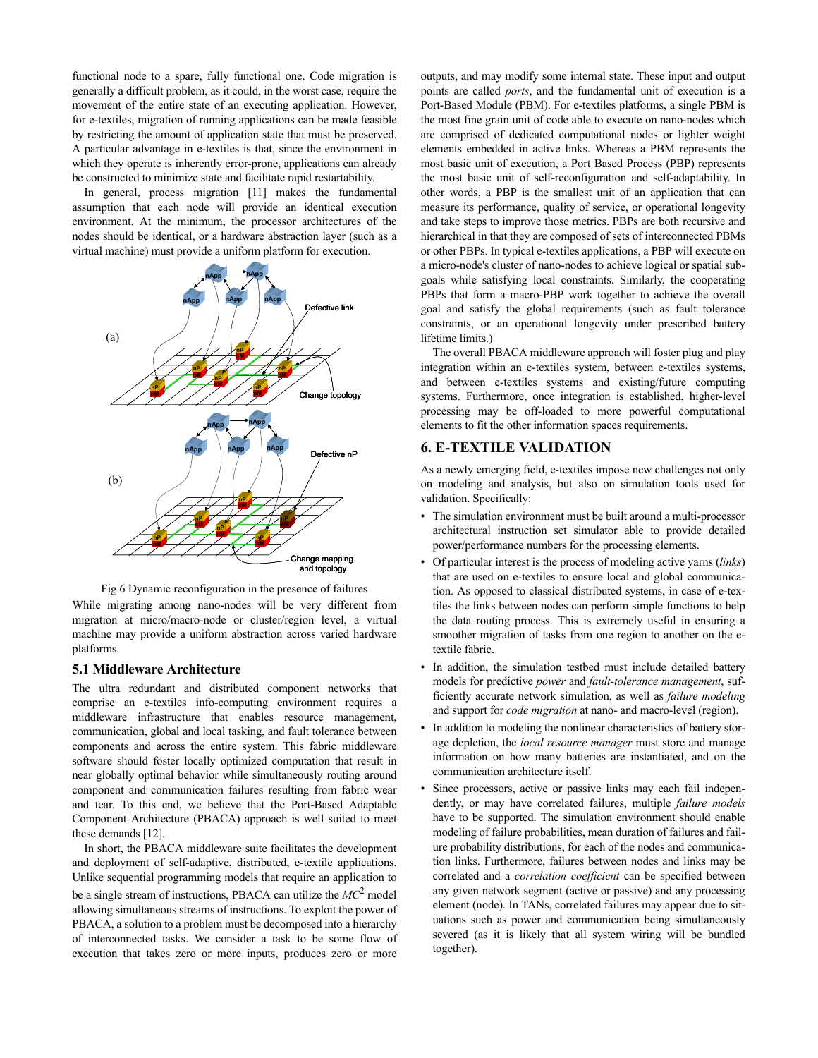functional node to a spare, fully functional one. Code migration is generally a difficult problem, as it could, in the worst case, require the movement of the entire state of an executing application. However, for e-textiles, migration of running applications can be made feasible by restricting the amount of application state that must be preserved. A particular advantage in e-textiles is that, since the environment in which they operate is inherently error-prone, applications can already be constructed to minimize state and facilitate rapid restartability.

In general, process migration [11] makes the fundamental assumption that each node will provide an identical execution environment. At the minimum, the processor architectures of the nodes should be identical, or a hardware abstraction layer (such as a virtual machine) must provide a uniform platform for execution.

Fig.6 Dynamic reconfiguration in the presence of failures

While migrating among nano-nodes will be very different from migration at micro/macro-node or cluster/region level, a virtual machine may provide a uniform abstraction across varied hardware platforms.

### 5.1 Middleware Architecture

The ultra redundant and distributed component networks that comprise an e-textiles info-computing environment requires a middleware infrastructure that enables resource management, communication, global and local tasking, and fault tolerance between components and across the entire system. This fabric middleware software should foster locally optimized computation that result in near globally optimal behavior while simultaneously routing around component and communication failures resulting from fabric wear and tear. To this end, we believe that the Port-Based Adaptable Component Architecture (PBACA) approach is well suited to meet these demands [12].

In short, the PBACA middleware suite facilitates the development and deployment of self-adaptive, distributed, e-textile applications. Unlike sequential programming models that require an application to be a single stream of instructions, PBACA can utilize the $MC^2$ model allowing simultaneous streams of instructions. To exploit the power of PBACA, a solution to a problem must be decomposed into a hierarchy of interconnected tasks. We consider a task to be some flow of execution that takes zero or more inputs, produces zero or more outputs, and may modify some internal state. These input and output points are called *ports*, and the fundamental unit of execution is a Port-Based Module (PBM). For e-textiles platforms, a single PBM is the most fine grain unit of code able to execute on nano-nodes which are comprised of dedicated computational nodes or lighter weight elements embedded in active links. Whereas a PBM represents the most basic unit of execution, a Port Based Process (PBP) represents the most basic unit of self-reconfiguration and self-adaptability. In other words, a PBP is the smallest unit of an application that can measure its performance, quality of service, or operational longevity and take steps to improve those metrics. PBPs are both recursive and hierarchical in that they are composed of sets of interconnected PBMs or other PBPs. In typical e-textiles applications, a PBP will execute on a micro-node's cluster of nano-nodes to achieve logical or spatial sub-goals while satisfying local constraints. Similarly, the cooperating PBPs that form a macro-PBP work together to achieve the overall goal and satisfy the global requirements (such as fault tolerance constraints, or an operational longevity under prescribed battery lifetime limits.)

The overall PBACA middleware approach will foster plug and play integration within an e-textiles system, between e-textiles systems, and between e-textiles systems and existing/future computing systems. Furthermore, once integration is established, higher-level processing may be off-loaded to more powerful computational elements to fit the other information spaces requirements.

## 6. E-TEXTILE VALIDATION

As a newly emerging field, e-textiles impose new challenges not only on modeling and analysis, but also on simulation tools used for validation. Specifically:

- The simulation environment must be built around a multi-processor architectural instruction set simulator able to provide detailed power/performance numbers for the processing elements.
- Of particular interest is the process of modeling active yarns (*links*) that are used on e-textiles to ensure local and global communication. As opposed to classical distributed systems, in case of e-textiles the links between nodes can perform simple functions to help the data routing process. This is extremely useful in ensuring a smoother migration of tasks from one region to another on the e-textile fabric.
- In addition, the simulation testbed must include detailed battery models for predictive *power* and *fault-tolerance management*, sufficiently accurate network simulation, as well as *failure modeling* and support for *code migration* at nano- and macro-level (region).
- In addition to modeling the nonlinear characteristics of battery storage depletion, the *local resource manager* must store and manage information on how many batteries are instantiated, and on the communication architecture itself.
- Since processors, active or passive links may each fail independently, or may have correlated failures, multiple *failure models* have to be supported. The simulation environment should enable modeling of failure probabilities, mean duration of failures and failure probability distributions, for each of the nodes and communication links. Furthermore, failures between nodes and links may be correlated and a *correlation coefficient* can be specified between any given network segment (active or passive) and any processing element (node). In TANs, correlated failures may appear due to situations such as power and communication being simultaneously severed (as it is likely that all system wiring will be bundled together).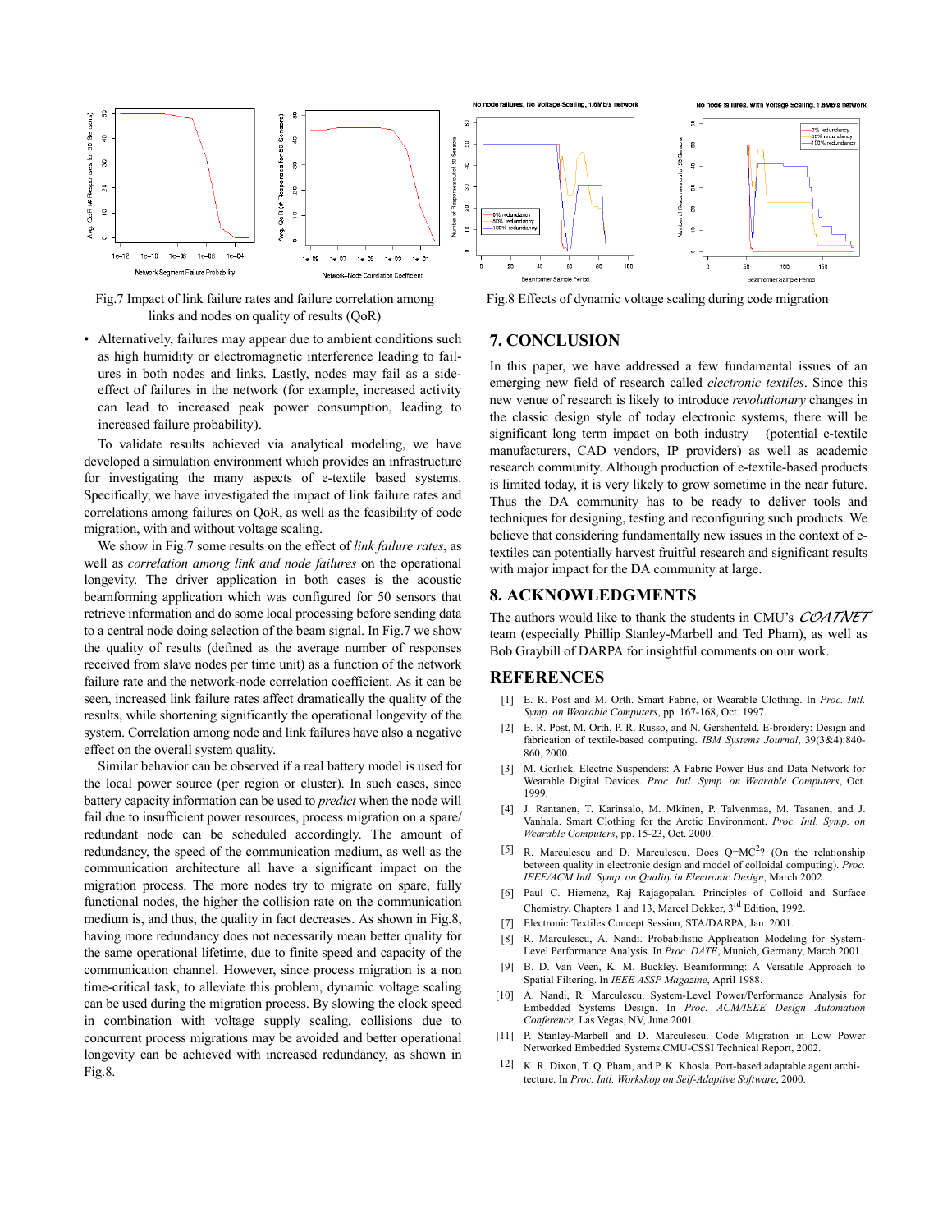Network Segment Failure Probability

Avg. QoR (# Responses for 50 Sensors)

Network-Node Correlation Coefficient

Avg. QoR (# Responses for 50 Sensors)

No node failures, No Voltage Scaling, 1.6Mb/s network

Number of Responses out of 50 Sensors

Beamformer Sample Period

0% redundancy
50% redundancy
100% redundancy

No node failures, With Voltage Scaling, 1.6Mb/s network

Number of Responses out of 50 Sensors

Beamformer Sample Period

0% redundancy
50% redundancy
100% redundancy

Fig.7 Impact of link failure rates and failure correlation among links and nodes on quality of results (QoR)

Fig.8 Effects of dynamic voltage scaling during code migration

- Alternatively, failures may appear due to ambient conditions such as high humidity or electromagnetic interference leading to failures in both nodes and links. Lastly, nodes may fail as a side-effect of failures in the network (for example, increased activity can lead to increased peak power consumption, leading to increased failure probability).

To validate results achieved via analytical modeling, we have developed a simulation environment which provides an infrastructure for investigating the many aspects of e-textile based systems. Specifically, we have investigated the impact of link failure rates and correlations among failures on QoR, as well as the feasibility of code migration, with and without voltage scaling.

We show in Fig.7 some results on the effect of *link failure rates*, as well as *correlation among link and node failures* on the operational longevity. The driver application in both cases is the acoustic beamforming application which was configured for 50 sensors that retrieve information and do some local processing before sending data to a central node doing selection of the beam signal. In Fig.7 we show the quality of results (defined as the average number of responses received from slave nodes per time unit) as a function of the network failure rate and the network-node correlation coefficient. As it can be seen, increased link failure rates affect dramatically the quality of the results, while shortening significantly the operational longevity of the system. Correlation among node and link failures have also a negative effect on the overall system quality.

Similar behavior can be observed if a real battery model is used for the local power source (per region or cluster). In such cases, since battery capacity information can be used to *predict* when the node will fail due to insufficient power resources, process migration on a spare/redundant node can be scheduled accordingly. The amount of redundancy, the speed of the communication medium, as well as the communication architecture all have a significant impact on the migration process. The more nodes try to migrate on spare, fully functional nodes, the higher the collision rate on the communication medium is, and thus, the quality in fact decreases. As shown in Fig.8, having more redundancy does not necessarily mean better quality for the same operational lifetime, due to finite speed and capacity of the communication channel. However, since process migration is a non time-critical task, to alleviate this problem, dynamic voltage scaling can be used during the migration process. By slowing the clock speed in combination with voltage supply scaling, collisions due to concurrent process migrations may be avoided and better operational longevity can be achieved with increased redundancy, as shown in Fig.8.

## 7. CONCLUSION

In this paper, we have addressed a few fundamental issues of an emerging new field of research called *electronic textiles*. Since this new venue of research is likely to introduce *revolutionary* changes in the classic design style of today electronic systems, there will be significant long term impact on both industry (potential e-textile manufacturers, CAD vendors, IP providers) as well as academic research community. Although production of e-textile-based products is limited today, it is very likely to grow sometime in the near future. Thus the DA community has to be ready to deliver tools and techniques for designing, testing and reconfiguring such products. We believe that considering fundamentally new issues in the context of e-textiles can potentially harvest fruitful research and significant results with major impact for the DA community at large.

## 8. ACKNOWLEDGMENTS

The authors would like to thank the students in CMU's *COATNET* team (especially Phillip Stanley-Marbell and Ted Pham), as well as Bob Graybill of DARPA for insightful comments on our work.

## REFERENCES

[1] E. R. Post and M. Orth. Smart Fabric, or Wearable Clothing. In *Proc. Intl. Symp. on Wearable Computers*, pp. 167-168, Oct. 1997.

[2] E. R. Post, M. Orth, P. R. Russo, and N. Gershenfeld. E-broidery: Design and fabrication of textile-based computing. *IBM Systems Journal*, 39(3&4):840-860, 2000.

[3] M. Gorlick. Electric Suspenders: A Fabric Power Bus and Data Network for Wearable Digital Devices. *Proc. Intl. Symp. on Wearable Computers*, Oct. 1999.

[4] J. Rantanen, T. Karinsalo, M. Mkinen, P. Talvenmaa, M. Tasanen, and J. Vanhala. Smart Clothing for the Arctic Environment. *Proc. Intl. Symp. on Wearable Computers*, pp. 15-23, Oct. 2000.

[5] R. Marculescu and D. Marculescu. Does $Q=MC^2$? (On the relationship between quality in electronic design and model of colloidal computing). *Proc. IEEE/ACM Intl. Symp. on Quality in Electronic Design*, March 2002.

[6] Paul C. Hiemenz, Raj Rajagopalan. Principles of Colloid and Surface Chemistry. Chapters 1 and 13, Marcel Dekker, 3rd Edition, 1992.

[7] Electronic Textiles Concept Session, STA/DARPA, Jan. 2001.

[8] R. Marculescu, A. Nandi. Probabilistic Application Modeling for System-Level Performance Analysis. In *Proc. DATE*, Munich, Germany, March 2001.

[9] B. D. Van Veen, K. M. Buckley. Beamforming: A Versatile Approach to Spatial Filtering. In *IEEE ASSP Magazine*, April 1988.

[10] A. Nandi, R. Marculescu. System-Level Power/Performance Analysis for Embedded Systems Design. In *Proc. ACM/IEEE Design Automation Conference,* Las Vegas, NV, June 2001.

[11] P. Stanley-Marbell and D. Marculescu. Code Migration in Low Power Networked Embedded Systems.CMU-CSSI Technical Report, 2002.

[12] K. R. Dixon, T. Q. Pham, and P. K. Khosla. Port-based adaptable agent architecture. In *Proc. Intl. Workshop on Self-Adaptive Software*, 2000.